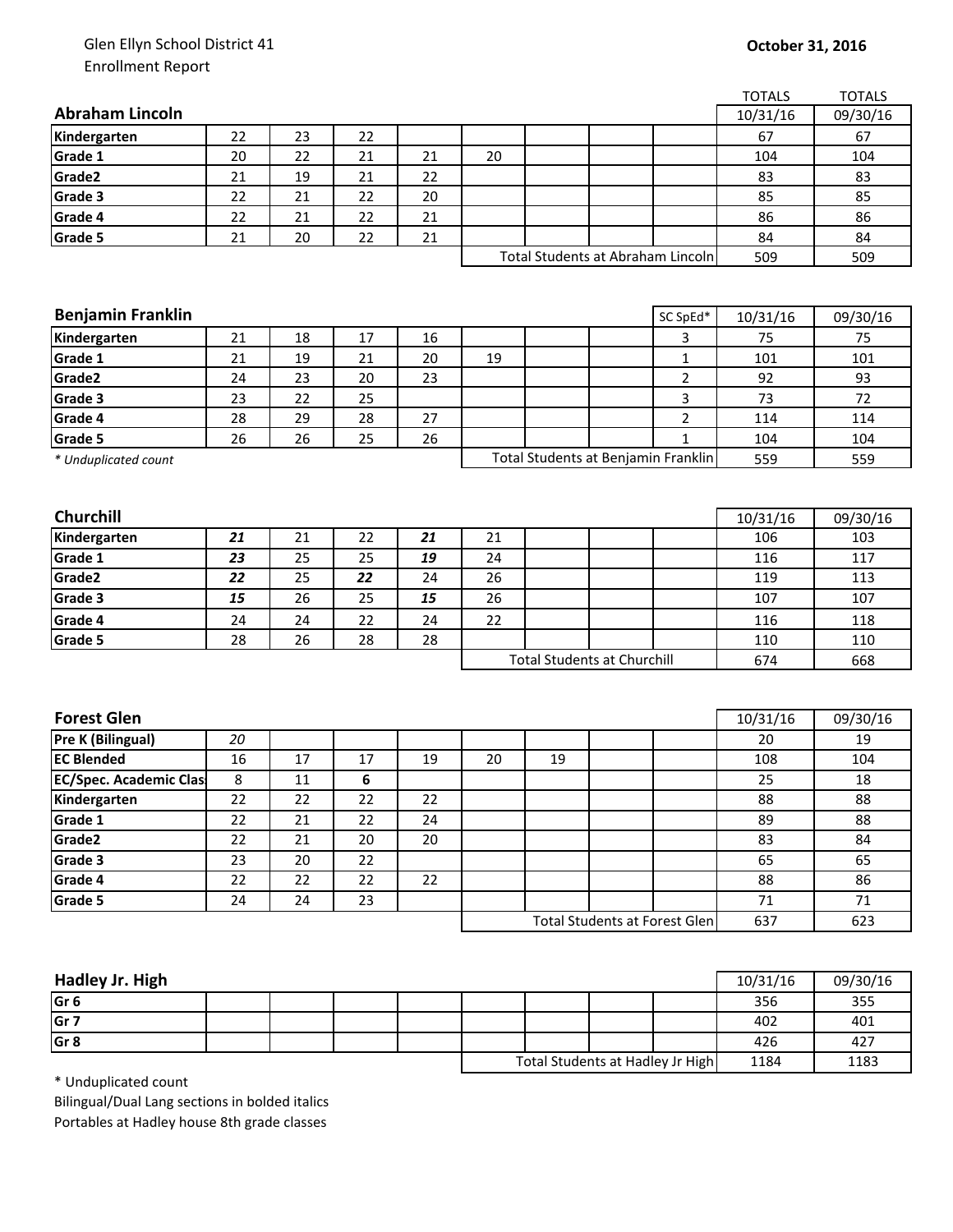Glen Ellyn School District 41
Enrollment Report

**October 31, 2016**

| **Abraham Lincoln** | | | | | | | | | TOTALS 10/31/16 | TOTALS 09/30/16 |
|---|---|---|---|---|---|---|---|---|---|---|
| **Kindergarten** | 22 | 23 | 22 | | | | | | 67 | 67 |
| **Grade 1** | 20 | 22 | 21 | 21 | 20 | | | | 104 | 104 |
| **Grade2** | 21 | 19 | 21 | 22 | | | | | 83 | 83 |
| **Grade 3** | 22 | 21 | 22 | 20 | | | | | 85 | 85 |
| **Grade 4** | 22 | 21 | 22 | 21 | | | | | 86 | 86 |
| **Grade 5** | 21 | 20 | 22 | 21 | | | | | 84 | 84 |
| | | | | | Total Students at Abraham Lincoln | | | | 509 | 509 |

| **Benjamin Franklin** | | | | | | | | SC SpEd* | 10/31/16 | 09/30/16 |
|---|---|---|---|---|---|---|---|---|---|---|
| **Kindergarten** | 21 | 18 | 17 | 16 | | | | 3 | 75 | 75 |
| **Grade 1** | 21 | 19 | 21 | 20 | 19 | | | 1 | 101 | 101 |
| **Grade2** | 24 | 23 | 20 | 23 | | | | 2 | 92 | 93 |
| **Grade 3** | 23 | 22 | 25 | | | | | 3 | 73 | 72 |
| **Grade 4** | 28 | 29 | 28 | 27 | | | | 2 | 114 | 114 |
| **Grade 5** | 26 | 26 | 25 | 26 | | | | 1 | 104 | 104 |
| *\* Unduplicated count* | | | | | Total Students at Benjamin Franklin | | | | 559 | 559 |

| **Churchill** | | | | | | | | | 10/31/16 | 09/30/16 |
|---|---|---|---|---|---|---|---|---|---|---|
| **Kindergarten** | ***21*** | 21 | 22 | ***21*** | 21 | | | | 106 | 103 |
| **Grade 1** | ***23*** | 25 | 25 | ***19*** | 24 | | | | 116 | 117 |
| **Grade2** | ***22*** | 25 | ***22*** | 24 | 26 | | | | 119 | 113 |
| **Grade 3** | ***15*** | 26 | 25 | ***15*** | 26 | | | | 107 | 107 |
| **Grade 4** | 24 | 24 | 22 | 24 | 22 | | | | 116 | 118 |
| **Grade 5** | 28 | 26 | 28 | 28 | | | | | 110 | 110 |
| | | | | | Total Students at Churchill | | | | 674 | 668 |

| **Forest Glen** | | | | | | | | | 10/31/16 | 09/30/16 |
|---|---|---|---|---|---|---|---|---|---|---|
| **Pre K (Bilingual)** | *20* | | | | | | | | 20 | 19 |
| **EC Blended** | 16 | 17 | 17 | 19 | 20 | 19 | | | 108 | 104 |
| **EC/Spec. Academic Clas** | 8 | 11 | **6** | | | | | | 25 | 18 |
| **Kindergarten** | 22 | 22 | 22 | 22 | | | | | 88 | 88 |
| **Grade 1** | 22 | 21 | 22 | 24 | | | | | 89 | 88 |
| **Grade2** | 22 | 21 | 20 | 20 | | | | | 83 | 84 |
| **Grade 3** | 23 | 20 | 22 | | | | | | 65 | 65 |
| **Grade 4** | 22 | 22 | 22 | 22 | | | | | 88 | 86 |
| **Grade 5** | 24 | 24 | 23 | | | | | | 71 | 71 |
| | | | | | Total Students at Forest Glen | | | | 637 | 623 |

| **Hadley Jr. High** | | | | | | | | | 10/31/16 | 09/30/16 |
|---|---|---|---|---|---|---|---|---|---|---|
| **Gr 6** | | | | | | | | | 356 | 355 |
| **Gr 7** | | | | | | | | | 402 | 401 |
| **Gr 8** | | | | | | | | | 426 | 427 |
| | | | | | Total Students at Hadley Jr High | | | | 1184 | 1183 |

\* Unduplicated count
Bilingual/Dual Lang sections in bolded italics
Portables at Hadley house 8th grade classes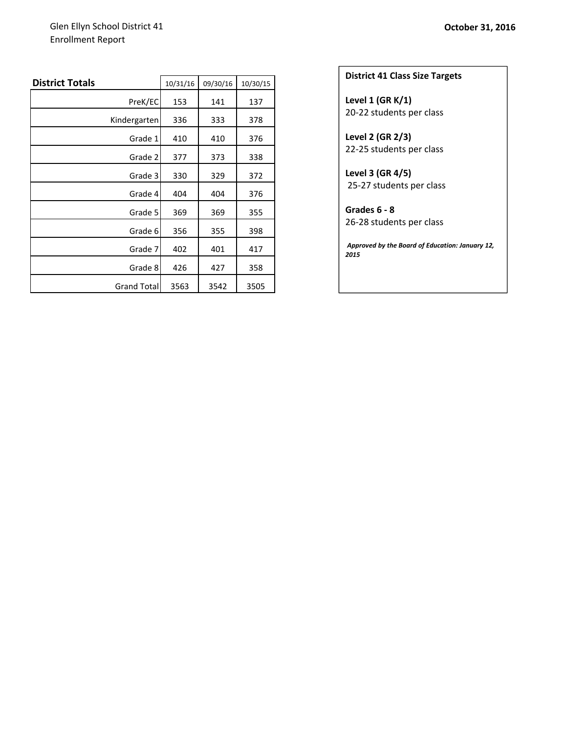Glen Ellyn School District 41
Enrollment Report

**October 31, 2016**

| **District Totals** | 10/31/16 | 09/30/16 | 10/30/15 |
|---|---|---|---|
| PreK/EC | 153 | 141 | 137 |
| Kindergarten | 336 | 333 | 378 |
| Grade 1 | 410 | 410 | 376 |
| Grade 2 | 377 | 373 | 338 |
| Grade 3 | 330 | 329 | 372 |
| Grade 4 | 404 | 404 | 376 |
| Grade 5 | 369 | 369 | 355 |
| Grade 6 | 356 | 355 | 398 |
| Grade 7 | 402 | 401 | 417 |
| Grade 8 | 426 | 427 | 358 |
| Grand Total | 3563 | 3542 | 3505 |

**District 41 Class Size Targets**

**Level 1 (GR K/1)**
20-22 students per class

**Level 2 (GR 2/3)**
22-25 students per class

**Level 3 (GR 4/5)**
25-27 students per class

**Grades 6 - 8**
26-28 students per class

***Approved by the Board of Education: January 12, 2015***